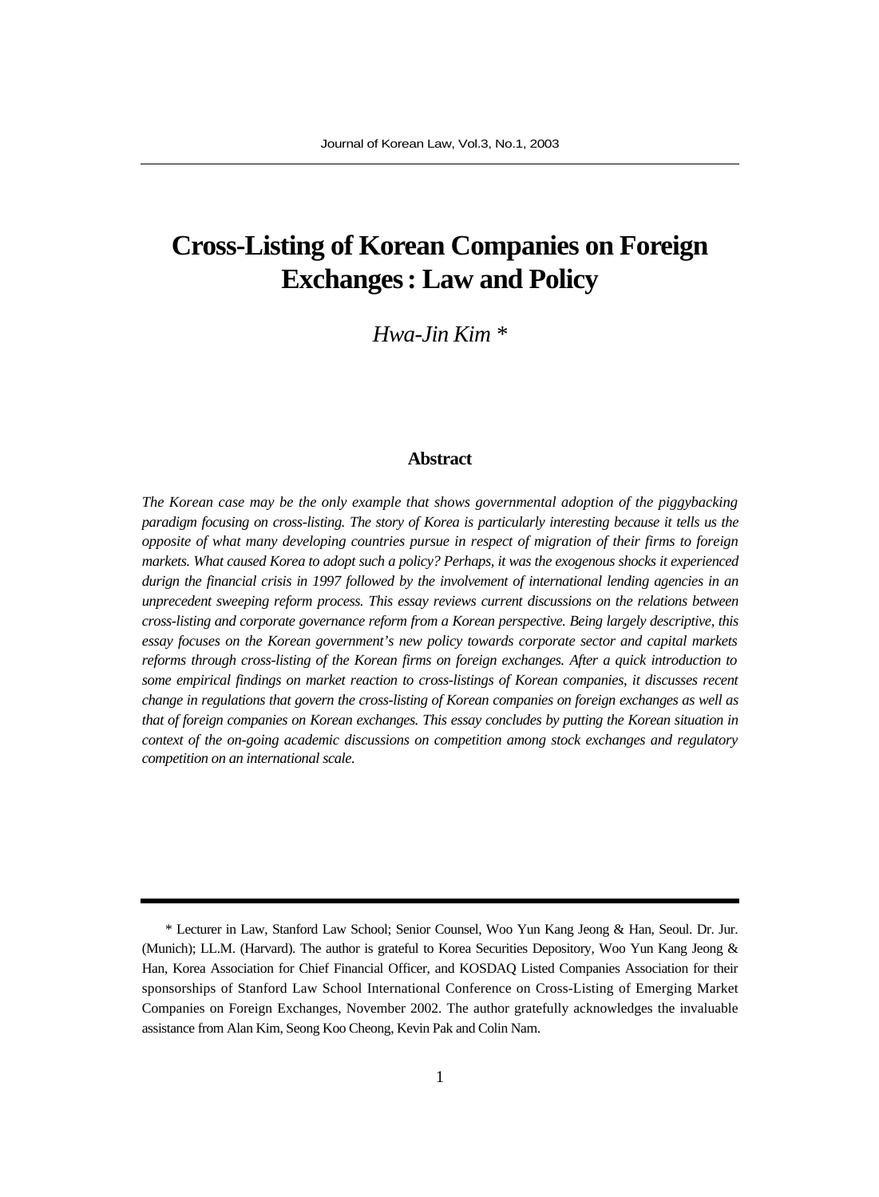# Cross-Listing of Korean Companies on Foreign Exchanges : Law and Policy

*Hwa-Jin Kim \**

## Abstract

*The Korean case may be the only example that shows governmental adoption of the piggybacking paradigm focusing on cross-listing. The story of Korea is particularly interesting because it tells us the opposite of what many developing countries pursue in respect of migration of their firms to foreign markets. What caused Korea to adopt such a policy? Perhaps, it was the exogenous shocks it experienced durign the financial crisis in 1997 followed by the involvement of international lending agencies in an unprecedent sweeping reform process. This essay reviews current discussions on the relations between cross-listing and corporate governance reform from a Korean perspective. Being largely descriptive, this essay focuses on the Korean government's new policy towards corporate sector and capital markets reforms through cross-listing of the Korean firms on foreign exchanges. After a quick introduction to some empirical findings on market reaction to cross-listings of Korean companies, it discusses recent change in regulations that govern the cross-listing of Korean companies on foreign exchanges as well as that of foreign companies on Korean exchanges. This essay concludes by putting the Korean situation in context of the on-going academic discussions on competition among stock exchanges and regulatory competition on an international scale.*

---

\* Lecturer in Law, Stanford Law School; Senior Counsel, Woo Yun Kang Jeong & Han, Seoul. Dr. Jur. (Munich); LL.M. (Harvard). The author is grateful to Korea Securities Depository, Woo Yun Kang Jeong & Han, Korea Association for Chief Financial Officer, and KOSDAQ Listed Companies Association for their sponsorships of Stanford Law School International Conference on Cross-Listing of Emerging Market Companies on Foreign Exchanges, November 2002. The author gratefully acknowledges the invaluable assistance from Alan Kim, Seong Koo Cheong, Kevin Pak and Colin Nam.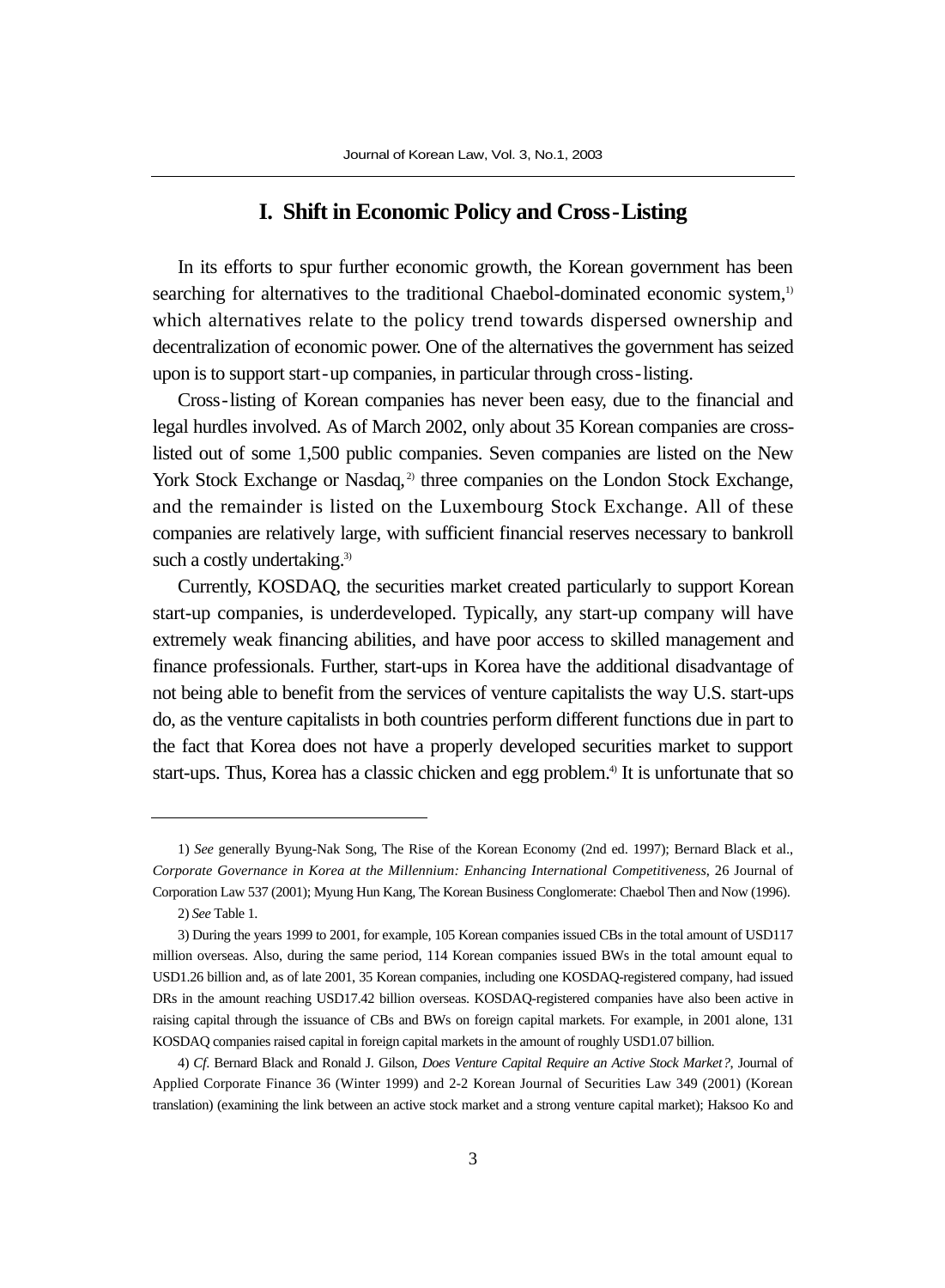# I. Shift in Economic Policy and Cross-Listing

In its efforts to spur further economic growth, the Korean government has been searching for alternatives to the traditional Chaebol-dominated economic system,[1] which alternatives relate to the policy trend towards dispersed ownership and decentralization of economic power. One of the alternatives the government has seized upon is to support start-up companies, in particular through cross-listing.

Cross-listing of Korean companies has never been easy, due to the financial and legal hurdles involved. As of March 2002, only about 35 Korean companies are cross-listed out of some 1,500 public companies. Seven companies are listed on the New York Stock Exchange or Nasdaq,[2] three companies on the London Stock Exchange, and the remainder is listed on the Luxembourg Stock Exchange. All of these companies are relatively large, with sufficient financial reserves necessary to bankroll such a costly undertaking.[3]

Currently, KOSDAQ, the securities market created particularly to support Korean start-up companies, is underdeveloped. Typically, any start-up company will have extremely weak financing abilities, and have poor access to skilled management and finance professionals. Further, start-ups in Korea have the additional disadvantage of not being able to benefit from the services of venture capitalists the way U.S. start-ups do, as the venture capitalists in both countries perform different functions due in part to the fact that Korea does not have a properly developed securities market to support start-ups. Thus, Korea has a classic chicken and egg problem.[4] It is unfortunate that so

---

1) *See* generally Byung-Nak Song, The Rise of the Korean Economy (2nd ed. 1997); Bernard Black et al., *Corporate Governance in Korea at the Millennium: Enhancing International Competitiveness,* 26 Journal of Corporation Law 537 (2001); Myung Hun Kang, The Korean Business Conglomerate: Chaebol Then and Now (1996).

2) *See* Table 1.

3) During the years 1999 to 2001, for example, 105 Korean companies issued CBs in the total amount of USD117 million overseas. Also, during the same period, 114 Korean companies issued BWs in the total amount equal to USD1.26 billion and, as of late 2001, 35 Korean companies, including one KOSDAQ-registered company, had issued DRs in the amount reaching USD17.42 billion overseas. KOSDAQ-registered companies have also been active in raising capital through the issuance of CBs and BWs on foreign capital markets. For example, in 2001 alone, 131 KOSDAQ companies raised capital in foreign capital markets in the amount of roughly USD1.07 billion.

4) *Cf*. Bernard Black and Ronald J. Gilson, *Does Venture Capital Require an Active Stock Market?,* Journal of Applied Corporate Finance 36 (Winter 1999) and 2-2 Korean Journal of Securities Law 349 (2001) (Korean translation) (examining the link between an active stock market and a strong venture capital market); Haksoo Ko and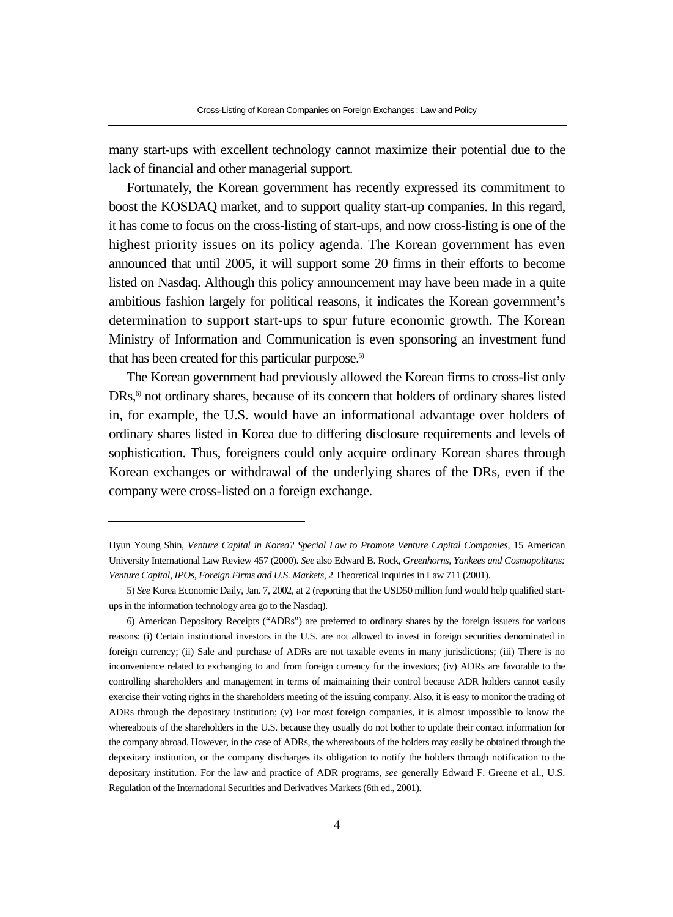many start-ups with excellent technology cannot maximize their potential due to the lack of financial and other managerial support.

Fortunately, the Korean government has recently expressed its commitment to boost the KOSDAQ market, and to support quality start-up companies. In this regard, it has come to focus on the cross-listing of start-ups, and now cross-listing is one of the highest priority issues on its policy agenda. The Korean government has even announced that until 2005, it will support some 20 firms in their efforts to become listed on Nasdaq. Although this policy announcement may have been made in a quite ambitious fashion largely for political reasons, it indicates the Korean government's determination to support start-ups to spur future economic growth. The Korean Ministry of Information and Communication is even sponsoring an investment fund that has been created for this particular purpose.[5)]

The Korean government had previously allowed the Korean firms to cross-list only DRs,[6)] not ordinary shares, because of its concern that holders of ordinary shares listed in, for example, the U.S. would have an informational advantage over holders of ordinary shares listed in Korea due to differing disclosure requirements and levels of sophistication. Thus, foreigners could only acquire ordinary Korean shares through Korean exchanges or withdrawal of the underlying shares of the DRs, even if the company were cross-listed on a foreign exchange.

---

Hyun Young Shin, *Venture Capital in Korea? Special Law to Promote Venture Capital Companies*, 15 American University International Law Review 457 (2000). *See* also Edward B. Rock, *Greenhorns, Yankees and Cosmopolitans: Venture Capital, IPOs, Foreign Firms and U.S. Markets*, 2 Theoretical Inquiries in Law 711 (2001).

5) *See* Korea Economic Daily, Jan. 7, 2002, at 2 (reporting that the USD50 million fund would help qualified start-ups in the information technology area go to the Nasdaq).

6) American Depository Receipts ("ADRs") are preferred to ordinary shares by the foreign issuers for various reasons: (i) Certain institutional investors in the U.S. are not allowed to invest in foreign securities denominated in foreign currency; (ii) Sale and purchase of ADRs are not taxable events in many jurisdictions; (iii) There is no inconvenience related to exchanging to and from foreign currency for the investors; (iv) ADRs are favorable to the controlling shareholders and management in terms of maintaining their control because ADR holders cannot easily exercise their voting rights in the shareholders meeting of the issuing company. Also, it is easy to monitor the trading of ADRs through the depositary institution; (v) For most foreign companies, it is almost impossible to know the whereabouts of the shareholders in the U.S. because they usually do not bother to update their contact information for the company abroad. However, in the case of ADRs, the whereabouts of the holders may easily be obtained through the depositary institution, or the company discharges its obligation to notify the holders through notification to the depositary institution. For the law and practice of ADR programs, *see* generally Edward F. Greene et al., U.S. Regulation of the International Securities and Derivatives Markets (6th ed., 2001).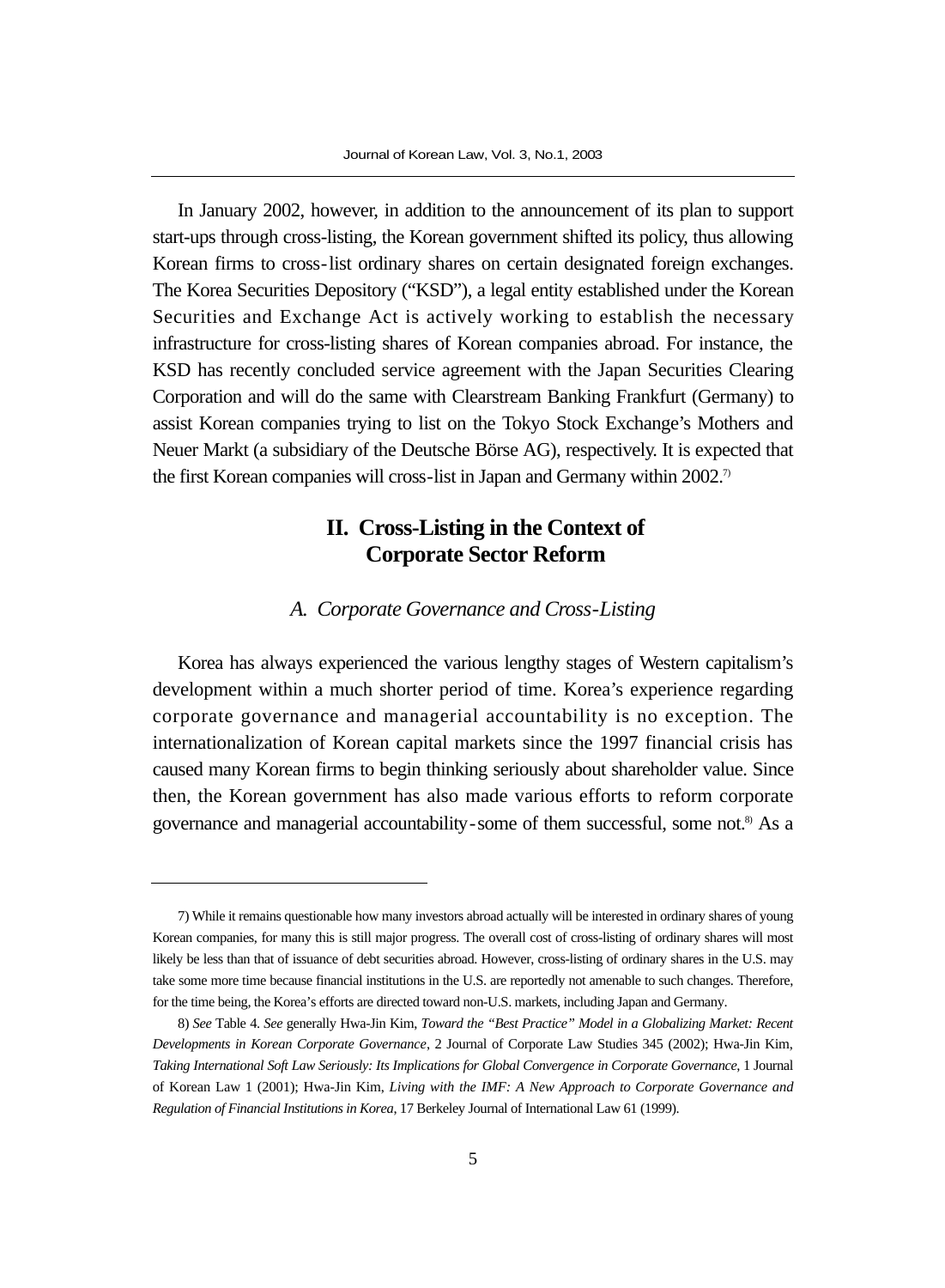In January 2002, however, in addition to the announcement of its plan to support start-ups through cross-listing, the Korean government shifted its policy, thus allowing Korean firms to cross-list ordinary shares on certain designated foreign exchanges. The Korea Securities Depository ("KSD"), a legal entity established under the Korean Securities and Exchange Act is actively working to establish the necessary infrastructure for cross-listing shares of Korean companies abroad. For instance, the KSD has recently concluded service agreement with the Japan Securities Clearing Corporation and will do the same with Clearstream Banking Frankfurt (Germany) to assist Korean companies trying to list on the Tokyo Stock Exchange's Mothers and Neuer Markt (a subsidiary of the Deutsche Börse AG), respectively. It is expected that the first Korean companies will cross-list in Japan and Germany within 2002.[7)]

## II. Cross-Listing in the Context of Corporate Sector Reform

### *A. Corporate Governance and Cross-Listing*

Korea has always experienced the various lengthy stages of Western capitalism's development within a much shorter period of time. Korea's experience regarding corporate governance and managerial accountability is no exception. The internationalization of Korean capital markets since the 1997 financial crisis has caused many Korean firms to begin thinking seriously about shareholder value. Since then, the Korean government has also made various efforts to reform corporate governance and managerial accountability-some of them successful, some not.[8)] As a

---

7) While it remains questionable how many investors abroad actually will be interested in ordinary shares of young Korean companies, for many this is still major progress. The overall cost of cross-listing of ordinary shares will most likely be less than that of issuance of debt securities abroad. However, cross-listing of ordinary shares in the U.S. may take some more time because financial institutions in the U.S. are reportedly not amenable to such changes. Therefore, for the time being, the Korea's efforts are directed toward non-U.S. markets, including Japan and Germany.

8) *See* Table 4. *See* generally Hwa-Jin Kim, *Toward the "Best Practice" Model in a Globalizing Market: Recent Developments in Korean Corporate Governance*, 2 Journal of Corporate Law Studies 345 (2002); Hwa-Jin Kim, *Taking International Soft Law Seriously: Its Implications for Global Convergence in Corporate Governance*, 1 Journal of Korean Law 1 (2001); Hwa-Jin Kim, *Living with the IMF: A New Approach to Corporate Governance and Regulation of Financial Institutions in Korea*, 17 Berkeley Journal of International Law 61 (1999).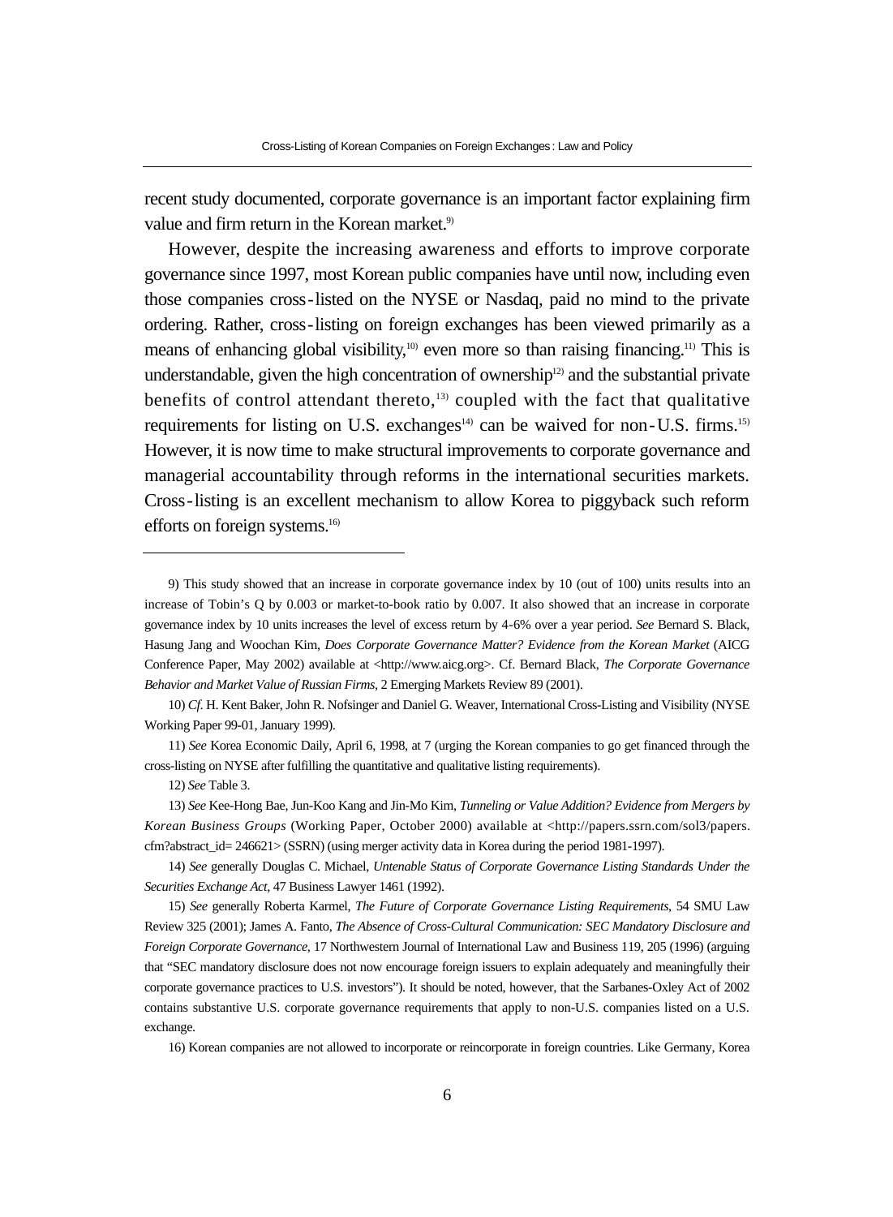recent study documented, corporate governance is an important factor explaining firm value and firm return in the Korean market.[9)]

However, despite the increasing awareness and efforts to improve corporate governance since 1997, most Korean public companies have until now, including even those companies cross-listed on the NYSE or Nasdaq, paid no mind to the private ordering. Rather, cross-listing on foreign exchanges has been viewed primarily as a means of enhancing global visibility,[10)] even more so than raising financing.[11)] This is understandable, given the high concentration of ownership[12)] and the substantial private benefits of control attendant thereto,[13)] coupled with the fact that qualitative requirements for listing on U.S. exchanges[14)] can be waived for non-U.S. firms.[15)] However, it is now time to make structural improvements to corporate governance and managerial accountability through reforms in the international securities markets. Cross-listing is an excellent mechanism to allow Korea to piggyback such reform efforts on foreign systems.[16)]

---

9) This study showed that an increase in corporate governance index by 10 (out of 100) units results into an increase of Tobin's Q by 0.003 or market-to-book ratio by 0.007. It also showed that an increase in corporate governance index by 10 units increases the level of excess return by 4-6% over a year period. *See* Bernard S. Black, Hasung Jang and Woochan Kim, *Does Corporate Governance Matter? Evidence from the Korean Market* (AICG Conference Paper, May 2002) available at <http://www.aicg.org>. Cf. Bernard Black, *The Corporate Governance Behavior and Market Value of Russian Firms*, 2 Emerging Markets Review 89 (2001).

10) *Cf.* H. Kent Baker, John R. Nofsinger and Daniel G. Weaver, International Cross-Listing and Visibility (NYSE Working Paper 99-01, January 1999).

11) *See* Korea Economic Daily, April 6, 1998, at 7 (urging the Korean companies to go get financed through the cross-listing on NYSE after fulfilling the quantitative and qualitative listing requirements).

12) *See* Table 3.

13) *See* Kee-Hong Bae, Jun-Koo Kang and Jin-Mo Kim, *Tunneling or Value Addition? Evidence from Mergers by Korean Business Groups* (Working Paper, October 2000) available at <http://papers.ssrn.com/sol3/papers.cfm?abstract_id= 246621> (SSRN) (using merger activity data in Korea during the period 1981-1997).

14) *See* generally Douglas C. Michael, *Untenable Status of Corporate Governance Listing Standards Under the Securities Exchange Act*, 47 Business Lawyer 1461 (1992).

15) *See* generally Roberta Karmel, *The Future of Corporate Governance Listing Requirements*, 54 SMU Law Review 325 (2001); James A. Fanto, *The Absence of Cross-Cultural Communication: SEC Mandatory Disclosure and Foreign Corporate Governance*, 17 Northwestern Journal of International Law and Business 119, 205 (1996) (arguing that "SEC mandatory disclosure does not now encourage foreign issuers to explain adequately and meaningfully their corporate governance practices to U.S. investors"). It should be noted, however, that the Sarbanes-Oxley Act of 2002 contains substantive U.S. corporate governance requirements that apply to non-U.S. companies listed on a U.S. exchange.

16) Korean companies are not allowed to incorporate or reincorporate in foreign countries. Like Germany, Korea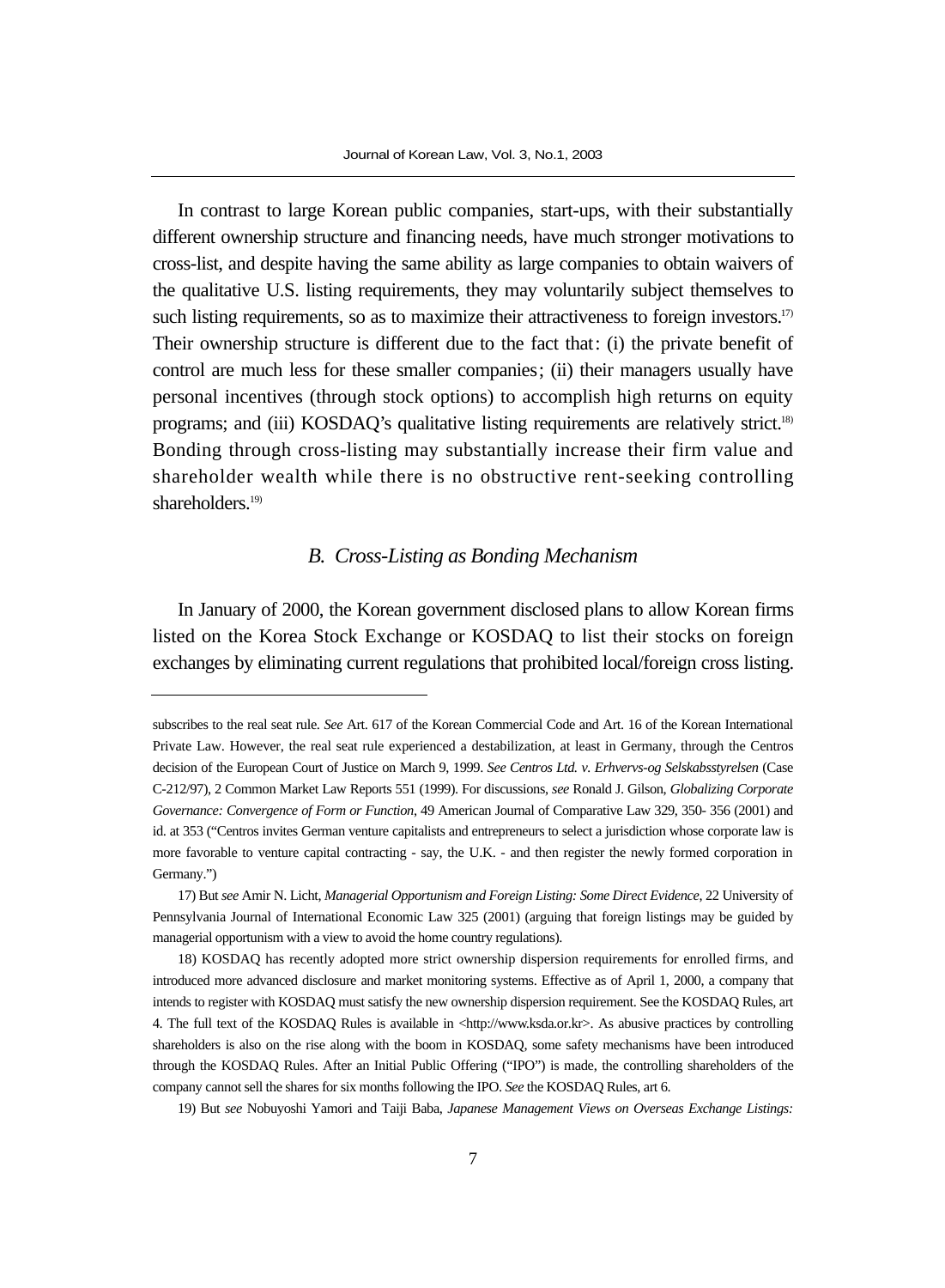In contrast to large Korean public companies, start-ups, with their substantially different ownership structure and financing needs, have much stronger motivations to cross-list, and despite having the same ability as large companies to obtain waivers of the qualitative U.S. listing requirements, they may voluntarily subject themselves to such listing requirements, so as to maximize their attractiveness to foreign investors.[17] Their ownership structure is different due to the fact that: (i) the private benefit of control are much less for these smaller companies; (ii) their managers usually have personal incentives (through stock options) to accomplish high returns on equity programs; and (iii) KOSDAQ's qualitative listing requirements are relatively strict.[18] Bonding through cross-listing may substantially increase their firm value and shareholder wealth while there is no obstructive rent-seeking controlling shareholders.[19]

### *B. Cross-Listing as Bonding Mechanism*

In January of 2000, the Korean government disclosed plans to allow Korean firms listed on the Korea Stock Exchange or KOSDAQ to list their stocks on foreign exchanges by eliminating current regulations that prohibited local/foreign cross listing.

---

subscribes to the real seat rule. *See* Art. 617 of the Korean Commercial Code and Art. 16 of the Korean International Private Law. However, the real seat rule experienced a destabilization, at least in Germany, through the Centros decision of the European Court of Justice on March 9, 1999. *See Centros Ltd. v. Erhvervs-og Selskabsstyrelsen* (Case C-212/97), 2 Common Market Law Reports 551 (1999). For discussions, *see* Ronald J. Gilson, *Globalizing Corporate Governance: Convergence of Form or Function*, 49 American Journal of Comparative Law 329, 350- 356 (2001) and id. at 353 ("Centros invites German venture capitalists and entrepreneurs to select a jurisdiction whose corporate law is more favorable to venture capital contracting - say, the U.K. - and then register the newly formed corporation in Germany.")

17) But *see* Amir N. Licht, *Managerial Opportunism and Foreign Listing: Some Direct Evidence*, 22 University of Pennsylvania Journal of International Economic Law 325 (2001) (arguing that foreign listings may be guided by managerial opportunism with a view to avoid the home country regulations).

18) KOSDAQ has recently adopted more strict ownership dispersion requirements for enrolled firms, and introduced more advanced disclosure and market monitoring systems. Effective as of April 1, 2000, a company that intends to register with KOSDAQ must satisfy the new ownership dispersion requirement. See the KOSDAQ Rules, art 4. The full text of the KOSDAQ Rules is available in <http://www.ksda.or.kr>. As abusive practices by controlling shareholders is also on the rise along with the boom in KOSDAQ, some safety mechanisms have been introduced through the KOSDAQ Rules. After an Initial Public Offering ("IPO") is made, the controlling shareholders of the company cannot sell the shares for six months following the IPO. *See* the KOSDAQ Rules, art 6.

19) But *see* Nobuyoshi Yamori and Taiji Baba, *Japanese Management Views on Overseas Exchange Listings:*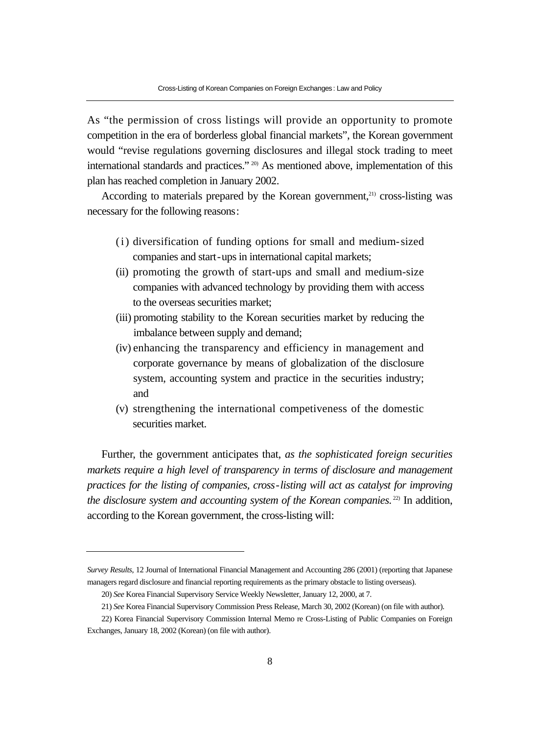As "the permission of cross listings will provide an opportunity to promote competition in the era of borderless global financial markets", the Korean government would "revise regulations governing disclosures and illegal stock trading to meet international standards and practices."[20] As mentioned above, implementation of this plan has reached completion in January 2002.

According to materials prepared by the Korean government,[21] cross-listing was necessary for the following reasons:

(i) diversification of funding options for small and medium-sized companies and start-ups in international capital markets;
(ii) promoting the growth of start-ups and small and medium-size companies with advanced technology by providing them with access to the overseas securities market;
(iii) promoting stability to the Korean securities market by reducing the imbalance between supply and demand;
(iv) enhancing the transparency and efficiency in management and corporate governance by means of globalization of the disclosure system, accounting system and practice in the securities industry; and
(v) strengthening the international competiveness of the domestic securities market.

Further, the government anticipates that, *as the sophisticated foreign securities markets require a high level of transparency in terms of disclosure and management practices for the listing of companies, cross-listing will act as catalyst for improving the disclosure system and accounting system of the Korean companies.*[22] In addition, according to the Korean government, the cross-listing will:

---

*Survey Results*, 12 Journal of International Financial Management and Accounting 286 (2001) (reporting that Japanese managers regard disclosure and financial reporting requirements as the primary obstacle to listing overseas).

20) *See* Korea Financial Supervisory Service Weekly Newsletter, January 12, 2000, at 7.

21) *See* Korea Financial Supervisory Commission Press Release, March 30, 2002 (Korean) (on file with author).

22) Korea Financial Supervisory Commission Internal Memo re Cross-Listing of Public Companies on Foreign Exchanges, January 18, 2002 (Korean) (on file with author).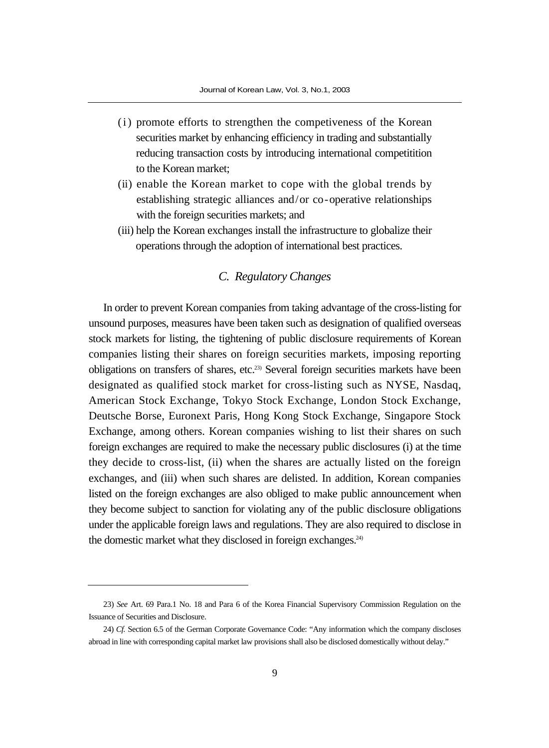(i) promote efforts to strengthen the competiveness of the Korean securities market by enhancing efficiency in trading and substantially reducing transaction costs by introducing international competitition to the Korean market;

(ii) enable the Korean market to cope with the global trends by establishing strategic alliances and/or co-operative relationships with the foreign securities markets; and

(iii) help the Korean exchanges install the infrastructure to globalize their operations through the adoption of international best practices.

### *C. Regulatory Changes*

In order to prevent Korean companies from taking advantage of the cross-listing for unsound purposes, measures have been taken such as designation of qualified overseas stock markets for listing, the tightening of public disclosure requirements of Korean companies listing their shares on foreign securities markets, imposing reporting obligations on transfers of shares, etc.[23] Several foreign securities markets have been designated as qualified stock market for cross-listing such as NYSE, Nasdaq, American Stock Exchange, Tokyo Stock Exchange, London Stock Exchange, Deutsche Borse, Euronext Paris, Hong Kong Stock Exchange, Singapore Stock Exchange, among others. Korean companies wishing to list their shares on such foreign exchanges are required to make the necessary public disclosures (i) at the time they decide to cross-list, (ii) when the shares are actually listed on the foreign exchanges, and (iii) when such shares are delisted. In addition, Korean companies listed on the foreign exchanges are also obliged to make public announcement when they become subject to sanction for violating any of the public disclosure obligations under the applicable foreign laws and regulations. They are also required to disclose in the domestic market what they disclosed in foreign exchanges.[24]

---

23) *See* Art. 69 Para.1 No. 18 and Para 6 of the Korea Financial Supervisory Commission Regulation on the Issuance of Securities and Disclosure.

24) *Cf.* Section 6.5 of the German Corporate Governance Code: "Any information which the company discloses abroad in line with corresponding capital market law provisions shall also be disclosed domestically without delay."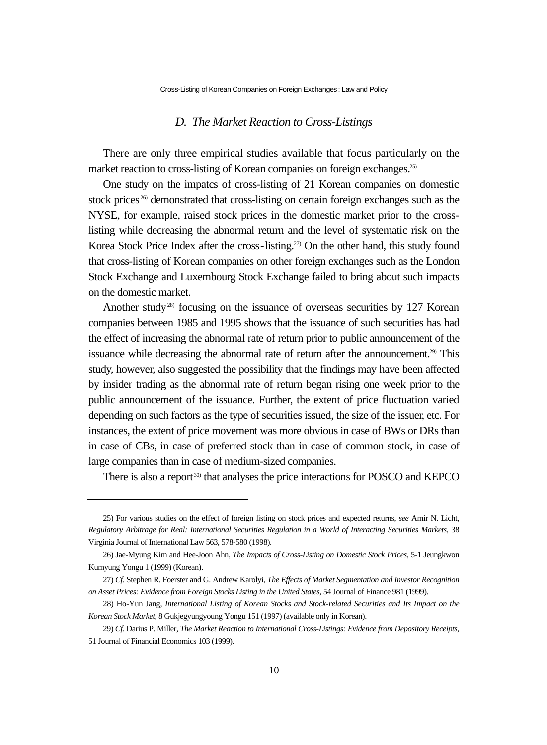### *D. The Market Reaction to Cross-Listings*

There are only three empirical studies available that focus particularly on the market reaction to cross-listing of Korean companies on foreign exchanges.[25]

One study on the impatcs of cross-listing of 21 Korean companies on domestic stock prices[26] demonstrated that cross-listing on certain foreign exchanges such as the NYSE, for example, raised stock prices in the domestic market prior to the cross-listing while decreasing the abnormal return and the level of systematic risk on the Korea Stock Price Index after the cross-listing.[27] On the other hand, this study found that cross-listing of Korean companies on other foreign exchanges such as the London Stock Exchange and Luxembourg Stock Exchange failed to bring about such impacts on the domestic market.

Another study[28] focusing on the issuance of overseas securities by 127 Korean companies between 1985 and 1995 shows that the issuance of such securities has had the effect of increasing the abnormal rate of return prior to public announcement of the issuance while decreasing the abnormal rate of return after the announcement.[29] This study, however, also suggested the possibility that the findings may have been affected by insider trading as the abnormal rate of return began rising one week prior to the public announcement of the issuance. Further, the extent of price fluctuation varied depending on such factors as the type of securities issued, the size of the issuer, etc. For instances, the extent of price movement was more obvious in case of BWs or DRs than in case of CBs, in case of preferred stock than in case of common stock, in case of large companies than in case of medium-sized companies.

There is also a report[30] that analyses the price interactions for POSCO and KEPCO

---

25) For various studies on the effect of foreign listing on stock prices and expected returns, *see* Amir N. Licht, *Regulatory Arbitrage for Real: International Securities Regulation in a World of Interacting Securities Markets*, 38 Virginia Journal of International Law 563, 578-580 (1998).

26) Jae-Myung Kim and Hee-Joon Ahn, *The Impacts of Cross-Listing on Domestic Stock Prices*, 5-1 Jeungkwon Kumyung Yongu 1 (1999) (Korean).

27) *Cf*. Stephen R. Foerster and G. Andrew Karolyi, *The Effects of Market Segmentation and Investor Recognition on Asset Prices: Evidence from Foreign Stocks Listing in the United States*, 54 Journal of Finance 981 (1999).

28) Ho-Yun Jang, *International Listing of Korean Stocks and Stock-related Securities and Its Impact on the Korean Stock Market*, 8 Gukjegyungyoung Yongu 151 (1997) (available only in Korean).

29) *Cf*. Darius P. Miller, *The Market Reaction to International Cross-Listings: Evidence from Depository Receipts*, 51 Journal of Financial Economics 103 (1999).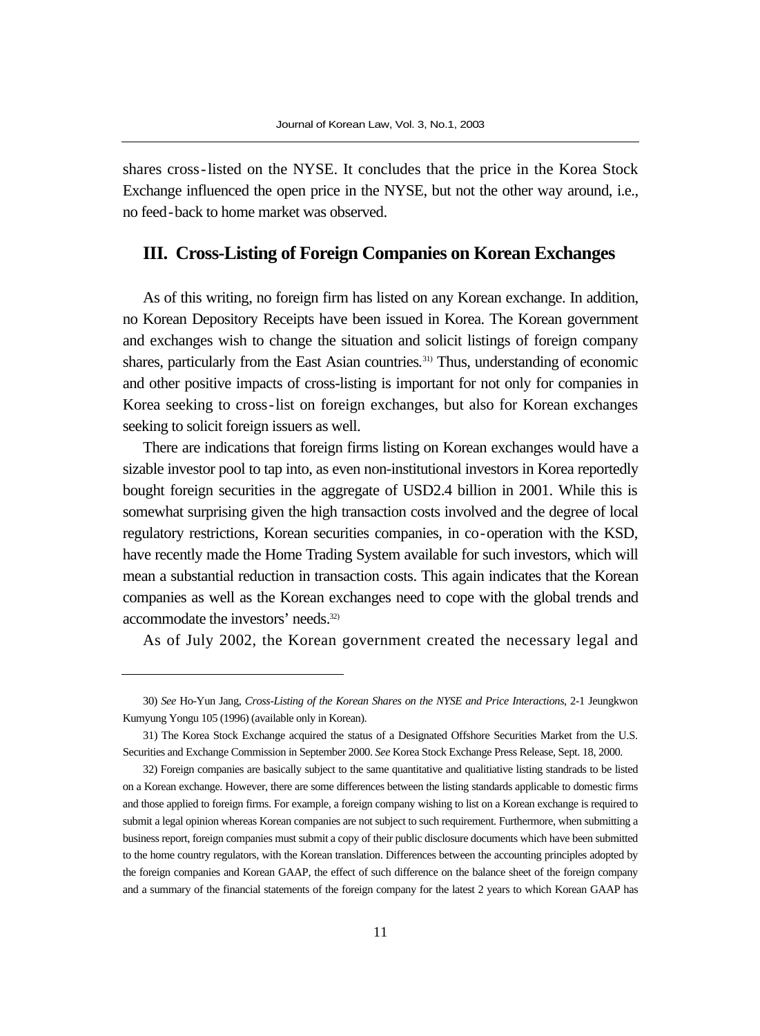shares cross-listed on the NYSE. It concludes that the price in the Korea Stock Exchange influenced the open price in the NYSE, but not the other way around, i.e., no feed-back to home market was observed.

## III. Cross-Listing of Foreign Companies on Korean Exchanges

As of this writing, no foreign firm has listed on any Korean exchange. In addition, no Korean Depository Receipts have been issued in Korea. The Korean government and exchanges wish to change the situation and solicit listings of foreign company shares, particularly from the East Asian countries.[31] Thus, understanding of economic and other positive impacts of cross-listing is important for not only for companies in Korea seeking to cross-list on foreign exchanges, but also for Korean exchanges seeking to solicit foreign issuers as well.

There are indications that foreign firms listing on Korean exchanges would have a sizable investor pool to tap into, as even non-institutional investors in Korea reportedly bought foreign securities in the aggregate of USD2.4 billion in 2001. While this is somewhat surprising given the high transaction costs involved and the degree of local regulatory restrictions, Korean securities companies, in co-operation with the KSD, have recently made the Home Trading System available for such investors, which will mean a substantial reduction in transaction costs. This again indicates that the Korean companies as well as the Korean exchanges need to cope with the global trends and accommodate the investors' needs.[32]

As of July 2002, the Korean government created the necessary legal and

---

30) *See* Ho-Yun Jang, *Cross-Listing of the Korean Shares on the NYSE and Price Interactions*, 2-1 Jeungkwon Kumyung Yongu 105 (1996) (available only in Korean).

31) The Korea Stock Exchange acquired the status of a Designated Offshore Securities Market from the U.S. Securities and Exchange Commission in September 2000. *See* Korea Stock Exchange Press Release, Sept. 18, 2000.

32) Foreign companies are basically subject to the same quantitative and qualitiative listing standrads to be listed on a Korean exchange. However, there are some differences between the listing standards applicable to domestic firms and those applied to foreign firms. For example, a foreign company wishing to list on a Korean exchange is required to submit a legal opinion whereas Korean companies are not subject to such requirement. Furthermore, when submitting a business report, foreign companies must submit a copy of their public disclosure documents which have been submitted to the home country regulators, with the Korean translation. Differences between the accounting principles adopted by the foreign companies and Korean GAAP, the effect of such difference on the balance sheet of the foreign company and a summary of the financial statements of the foreign company for the latest 2 years to which Korean GAAP has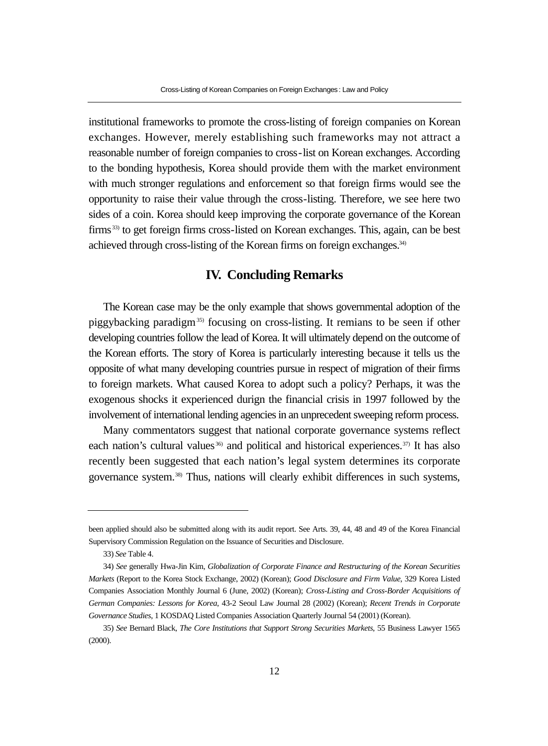institutional frameworks to promote the cross-listing of foreign companies on Korean exchanges. However, merely establishing such frameworks may not attract a reasonable number of foreign companies to cross-list on Korean exchanges. According to the bonding hypothesis, Korea should provide them with the market environment with much stronger regulations and enforcement so that foreign firms would see the opportunity to raise their value through the cross-listing. Therefore, we see here two sides of a coin. Korea should keep improving the corporate governance of the Korean firms[33] to get foreign firms cross-listed on Korean exchanges. This, again, can be best achieved through cross-listing of the Korean firms on foreign exchanges.[34]

## IV. Concluding Remarks

The Korean case may be the only example that shows governmental adoption of the piggybacking paradigm[35] focusing on cross-listing. It remians to be seen if other developing countries follow the lead of Korea. It will ultimately depend on the outcome of the Korean efforts. The story of Korea is particularly interesting because it tells us the opposite of what many developing countries pursue in respect of migration of their firms to foreign markets. What caused Korea to adopt such a policy? Perhaps, it was the exogenous shocks it experienced durign the financial crisis in 1997 followed by the involvement of international lending agencies in an unprecedent sweeping reform process.

Many commentators suggest that national corporate governance systems reflect each nation's cultural values[36] and political and historical experiences.[37] It has also recently been suggested that each nation's legal system determines its corporate governance system.[38] Thus, nations will clearly exhibit differences in such systems,

---

been applied should also be submitted along with its audit report. See Arts. 39, 44, 48 and 49 of the Korea Financial Supervisory Commission Regulation on the Issuance of Securities and Disclosure.

33) *See* Table 4.

34) *See* generally Hwa-Jin Kim, *Globalization of Corporate Finance and Restructuring of the Korean Securities Markets* (Report to the Korea Stock Exchange, 2002) (Korean); *Good Disclosure and Firm Value*, 329 Korea Listed Companies Association Monthly Journal 6 (June, 2002) (Korean); *Cross-Listing and Cross-Border Acquisitions of German Companies: Lessons for Korea*, 43-2 Seoul Law Journal 28 (2002) (Korean); *Recent Trends in Corporate Governance Studies*, 1 KOSDAQ Listed Companies Association Quarterly Journal 54 (2001) (Korean).

35) *See* Bernard Black, *The Core Institutions that Support Strong Securities Markets*, 55 Business Lawyer 1565 (2000).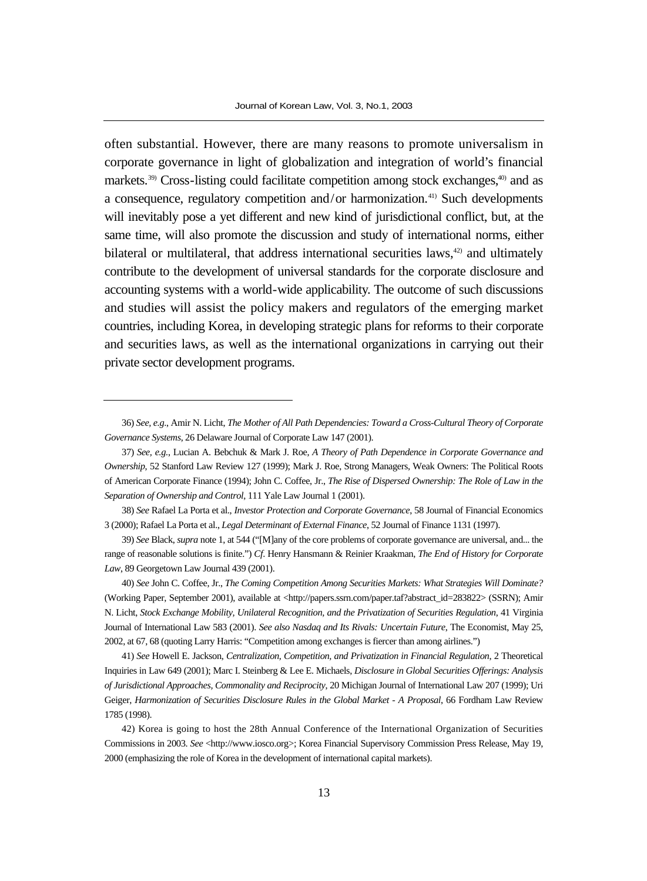often substantial. However, there are many reasons to promote universalism in corporate governance in light of globalization and integration of world's financial markets.[39] Cross-listing could facilitate competition among stock exchanges,[40] and as a consequence, regulatory competition and/or harmonization.[41] Such developments will inevitably pose a yet different and new kind of jurisdictional conflict, but, at the same time, will also promote the discussion and study of international norms, either bilateral or multilateral, that address international securities laws,[42] and ultimately contribute to the development of universal standards for the corporate disclosure and accounting systems with a world-wide applicability. The outcome of such discussions and studies will assist the policy makers and regulators of the emerging market countries, including Korea, in developing strategic plans for reforms to their corporate and securities laws, as well as the international organizations in carrying out their private sector development programs.

---

36) *See, e.g.*, Amir N. Licht, *The Mother of All Path Dependencies: Toward a Cross-Cultural Theory of Corporate Governance Systems*, 26 Delaware Journal of Corporate Law 147 (2001).

37) *See, e.g.*, Lucian A. Bebchuk & Mark J. Roe, *A Theory of Path Dependence in Corporate Governance and Ownership*, 52 Stanford Law Review 127 (1999); Mark J. Roe, Strong Managers, Weak Owners: The Political Roots of American Corporate Finance (1994); John C. Coffee, Jr., *The Rise of Dispersed Ownership: The Role of Law in the Separation of Ownership and Control*, 111 Yale Law Journal 1 (2001).

38) *See* Rafael La Porta et al., *Investor Protection and Corporate Governance*, 58 Journal of Financial Economics 3 (2000); Rafael La Porta et al., *Legal Determinant of External Finance*, 52 Journal of Finance 1131 (1997).

39) *See* Black, *supra* note 1, at 544 ("[M]any of the core problems of corporate governance are universal, and... the range of reasonable solutions is finite.") *Cf*. Henry Hansmann & Reinier Kraakman, *The End of History for Corporate Law*, 89 Georgetown Law Journal 439 (2001).

40) *See* John C. Coffee, Jr., *The Coming Competition Among Securities Markets: What Strategies Will Dominate?* (Working Paper, September 2001), available at <http://papers.ssrn.com/paper.taf?abstract_id=283822> (SSRN); Amir N. Licht, *Stock Exchange Mobility, Unilateral Recognition, and the Privatization of Securities Regulation*, 41 Virginia Journal of International Law 583 (2001). *See also Nasdaq and Its Rivals: Uncertain Future*, The Economist, May 25, 2002, at 67, 68 (quoting Larry Harris: "Competition among exchanges is fiercer than among airlines.")

41) *See* Howell E. Jackson, *Centralization, Competition, and Privatization in Financial Regulation*, 2 Theoretical Inquiries in Law 649 (2001); Marc I. Steinberg & Lee E. Michaels, *Disclosure in Global Securities Offerings: Analysis of Jurisdictional Approaches, Commonality and Reciprocity*, 20 Michigan Journal of International Law 207 (1999); Uri Geiger, *Harmonization of Securities Disclosure Rules in the Global Market - A Proposal*, 66 Fordham Law Review 1785 (1998).

42) Korea is going to host the 28th Annual Conference of the International Organization of Securities Commissions in 2003. *See* <http://www.iosco.org>; Korea Financial Supervisory Commission Press Release, May 19, 2000 (emphasizing the role of Korea in the development of international capital markets).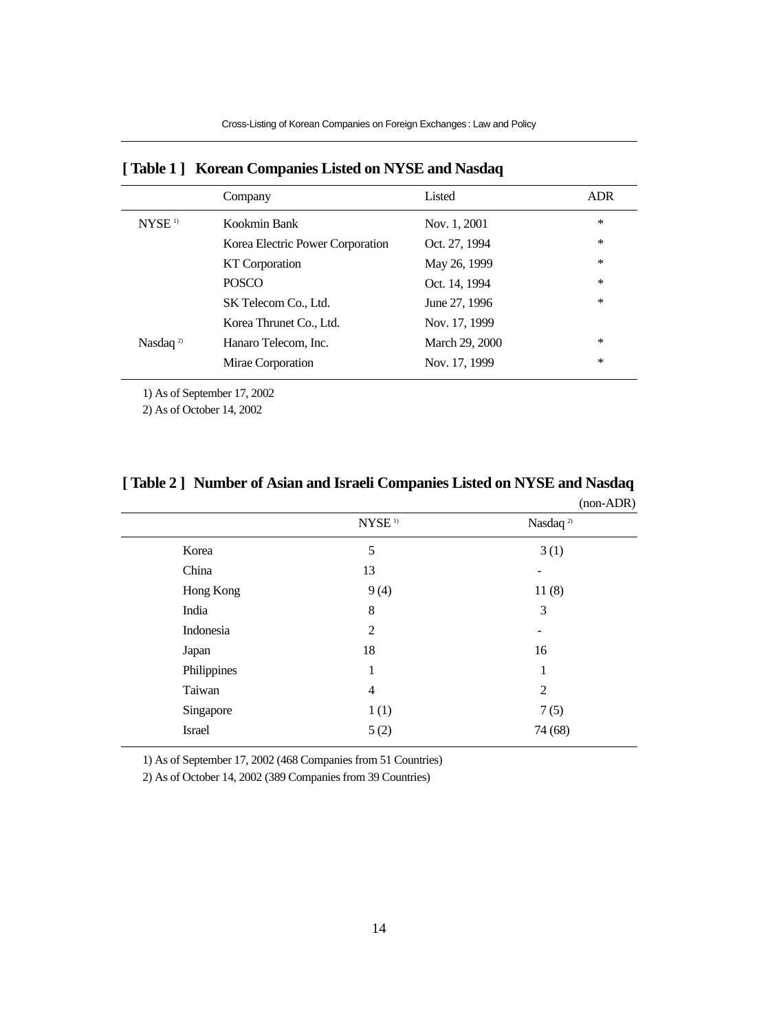**[ Table 1 ] Korean Companies Listed on NYSE and Nasdaq**

| | Company | Listed | ADR |
|---|---|---|---|
| NYSE [1] | Kookmin Bank | Nov. 1, 2001 | * |
| | Korea Electric Power Corporation | Oct. 27, 1994 | * |
| | KT Corporation | May 26, 1999 | * |
| | POSCO | Oct. 14, 1994 | * |
| | SK Telecom Co., Ltd. | June 27, 1996 | * |
| Nasdaq [2] | Korea Thrunet Co., Ltd. | Nov. 17, 1999 | |
| | Hanaro Telecom, Inc. | March 29, 2000 | * |
| | Mirae Corporation | Nov. 17, 1999 | * |

1) As of September 17, 2002

2) As of October 14, 2002

**[ Table 2 ] Number of Asian and Israeli Companies Listed on NYSE and Nasdaq**

(non-ADR)

| | NYSE [1] | Nasdaq [2] |
|---|---|---|
| Korea | 5 | 3 (1) |
| China | 13 | - |
| Hong Kong | 9 (4) | 11 (8) |
| India | 8 | 3 |
| Indonesia | 2 | - |
| Japan | 18 | 16 |
| Philippines | 1 | 1 |
| Taiwan | 4 | 2 |
| Singapore | 1 (1) | 7 (5) |
| Israel | 5 (2) | 74 (68) |

1) As of September 17, 2002 (468 Companies from 51 Countries)

2) As of October 14, 2002 (389 Companies from 39 Countries)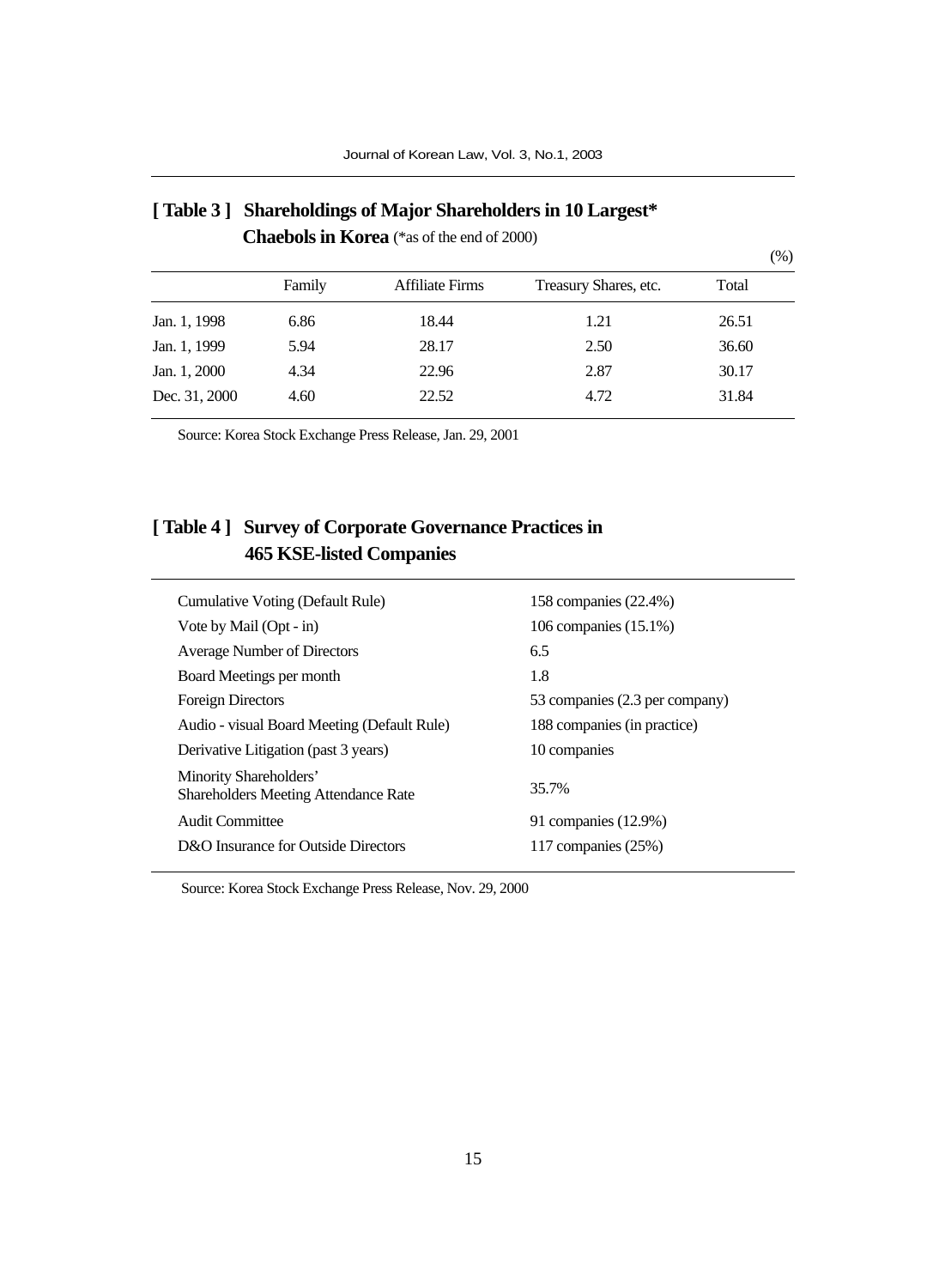**[ Table 3 ] Shareholdings of Major Shareholders in 10 Largest* Chaebols in Korea** (*as of the end of 2000)

(%)

| | Family | Affiliate Firms | Treasury Shares, etc. | Total |
|---|---|---|---|---|
| Jan. 1, 1998 | 6.86 | 18.44 | 1.21 | 26.51 |
| Jan. 1, 1999 | 5.94 | 28.17 | 2.50 | 36.60 |
| Jan. 1, 2000 | 4.34 | 22.96 | 2.87 | 30.17 |
| Dec. 31, 2000 | 4.60 | 22.52 | 4.72 | 31.84 |

Source: Korea Stock Exchange Press Release, Jan. 29, 2001

**[ Table 4 ] Survey of Corporate Governance Practices in 465 KSE-listed Companies**

| | |
|---|---|
| Cumulative Voting (Default Rule) | 158 companies (22.4%) |
| Vote by Mail (Opt - in) | 106 companies (15.1%) |
| Average Number of Directors | 6.5 |
| Board Meetings per month | 1.8 |
| Foreign Directors | 53 companies (2.3 per company) |
| Audio - visual Board Meeting (Default Rule) | 188 companies (in practice) |
| Derivative Litigation (past 3 years) | 10 companies |
| Minority Shareholders' Shareholders Meeting Attendance Rate | 35.7% |
| Audit Committee | 91 companies (12.9%) |
| D&O Insurance for Outside Directors | 117 companies (25%) |

Source: Korea Stock Exchange Press Release, Nov. 29, 2000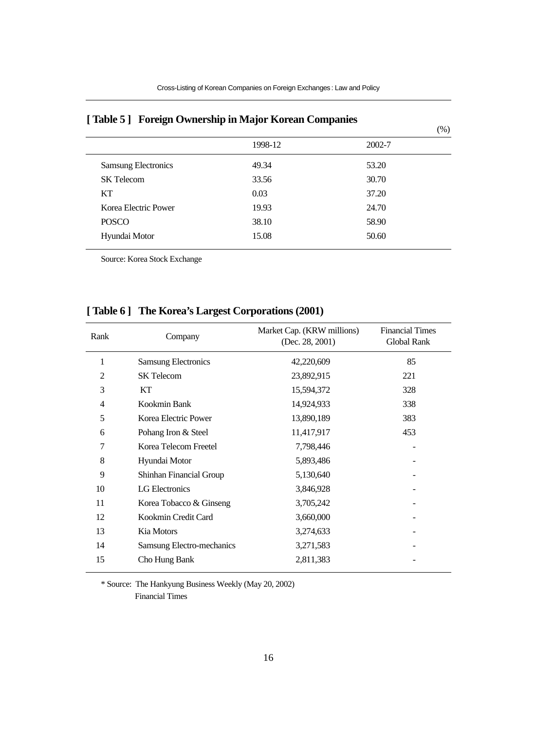**[ Table 5 ] Foreign Ownership in Major Korean Companies**

(%)

| | 1998-12 | 2002-7 |
|---|---|---|
| Samsung Electronics | 49.34 | 53.20 |
| SK Telecom | 33.56 | 30.70 |
| KT | 0.03 | 37.20 |
| Korea Electric Power | 19.93 | 24.70 |
| POSCO | 38.10 | 58.90 |
| Hyundai Motor | 15.08 | 50.60 |

Source: Korea Stock Exchange

**[ Table 6 ] The Korea's Largest Corporations (2001)**

| Rank | Company | Market Cap. (KRW millions) (Dec. 28, 2001) | Financial Times Global Rank |
|---|---|---|---|
| 1 | Samsung Electronics | 42,220,609 | 85 |
| 2 | SK Telecom | 23,892,915 | 221 |
| 3 | KT | 15,594,372 | 328 |
| 4 | Kookmin Bank | 14,924,933 | 338 |
| 5 | Korea Electric Power | 13,890,189 | 383 |
| 6 | Pohang Iron & Steel | 11,417,917 | 453 |
| 7 | Korea Telecom Freetel | 7,798,446 | - |
| 8 | Hyundai Motor | 5,893,486 | - |
| 9 | Shinhan Financial Group | 5,130,640 | - |
| 10 | LG Electronics | 3,846,928 | - |
| 11 | Korea Tobacco & Ginseng | 3,705,242 | - |
| 12 | Kookmin Credit Card | 3,660,000 | - |
| 13 | Kia Motors | 3,274,633 | - |
| 14 | Samsung Electro-mechanics | 3,271,583 | - |
| 15 | Cho Hung Bank | 2,811,383 | - |

* Source: The Hankyung Business Weekly (May 20, 2002)
Financial Times